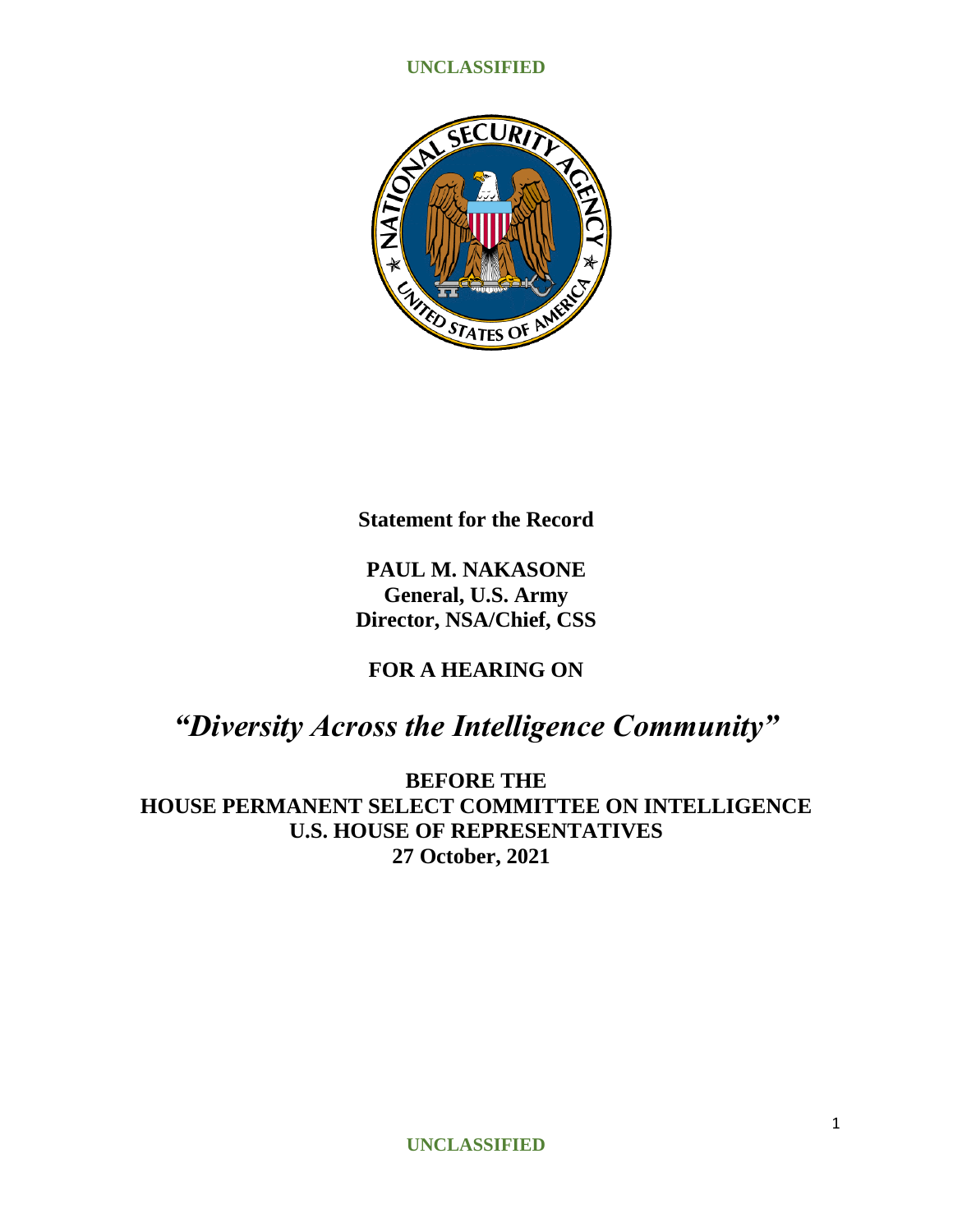UNCLASSIFIED

**Statement for the Record**

**PAUL M. NAKASONE**
**General, U.S. Army**
**Director, NSA/Chief, CSS**

**FOR A HEARING ON**

# *"Diversity Across the Intelligence Community"*

**BEFORE THE**
**HOUSE PERMANENT SELECT COMMITTEE ON INTELLIGENCE**
**U.S. HOUSE OF REPRESENTATIVES**
**27 October, 2021**

UNCLASSIFIED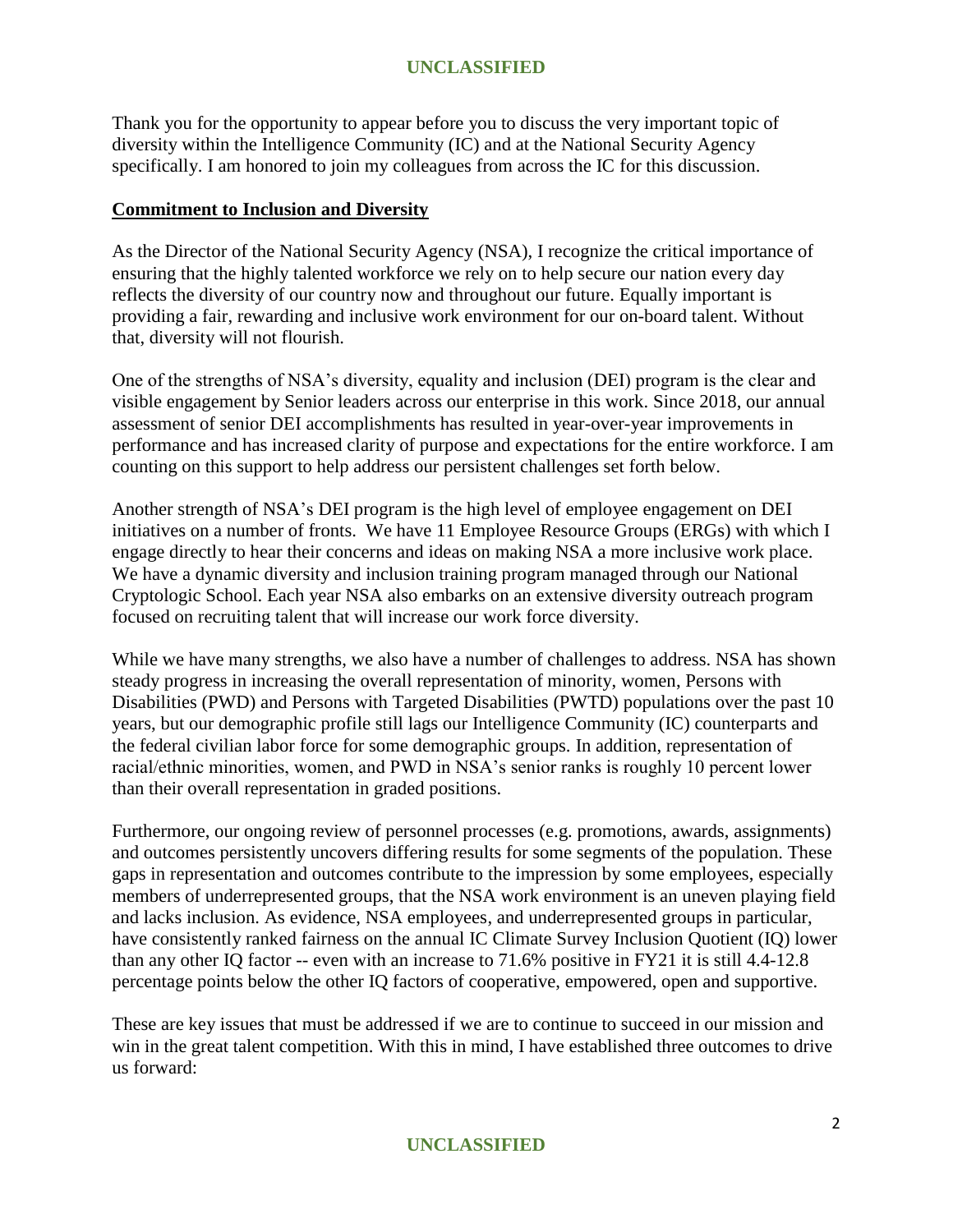Thank you for the opportunity to appear before you to discuss the very important topic of diversity within the Intelligence Community (IC) and at the National Security Agency specifically. I am honored to join my colleagues from across the IC for this discussion.

## Commitment to Inclusion and Diversity

As the Director of the National Security Agency (NSA), I recognize the critical importance of ensuring that the highly talented workforce we rely on to help secure our nation every day reflects the diversity of our country now and throughout our future. Equally important is providing a fair, rewarding and inclusive work environment for our on-board talent. Without that, diversity will not flourish.

One of the strengths of NSA's diversity, equality and inclusion (DEI) program is the clear and visible engagement by Senior leaders across our enterprise in this work. Since 2018, our annual assessment of senior DEI accomplishments has resulted in year-over-year improvements in performance and has increased clarity of purpose and expectations for the entire workforce. I am counting on this support to help address our persistent challenges set forth below.

Another strength of NSA's DEI program is the high level of employee engagement on DEI initiatives on a number of fronts. We have 11 Employee Resource Groups (ERGs) with which I engage directly to hear their concerns and ideas on making NSA a more inclusive work place. We have a dynamic diversity and inclusion training program managed through our National Cryptologic School. Each year NSA also embarks on an extensive diversity outreach program focused on recruiting talent that will increase our work force diversity.

While we have many strengths, we also have a number of challenges to address. NSA has shown steady progress in increasing the overall representation of minority, women, Persons with Disabilities (PWD) and Persons with Targeted Disabilities (PWTD) populations over the past 10 years, but our demographic profile still lags our Intelligence Community (IC) counterparts and the federal civilian labor force for some demographic groups. In addition, representation of racial/ethnic minorities, women, and PWD in NSA's senior ranks is roughly 10 percent lower than their overall representation in graded positions.

Furthermore, our ongoing review of personnel processes (e.g. promotions, awards, assignments) and outcomes persistently uncovers differing results for some segments of the population. These gaps in representation and outcomes contribute to the impression by some employees, especially members of underrepresented groups, that the NSA work environment is an uneven playing field and lacks inclusion. As evidence, NSA employees, and underrepresented groups in particular, have consistently ranked fairness on the annual IC Climate Survey Inclusion Quotient (IQ) lower than any other IQ factor -- even with an increase to 71.6% positive in FY21 it is still 4.4-12.8 percentage points below the other IQ factors of cooperative, empowered, open and supportive.

These are key issues that must be addressed if we are to continue to succeed in our mission and win in the great talent competition. With this in mind, I have established three outcomes to drive us forward: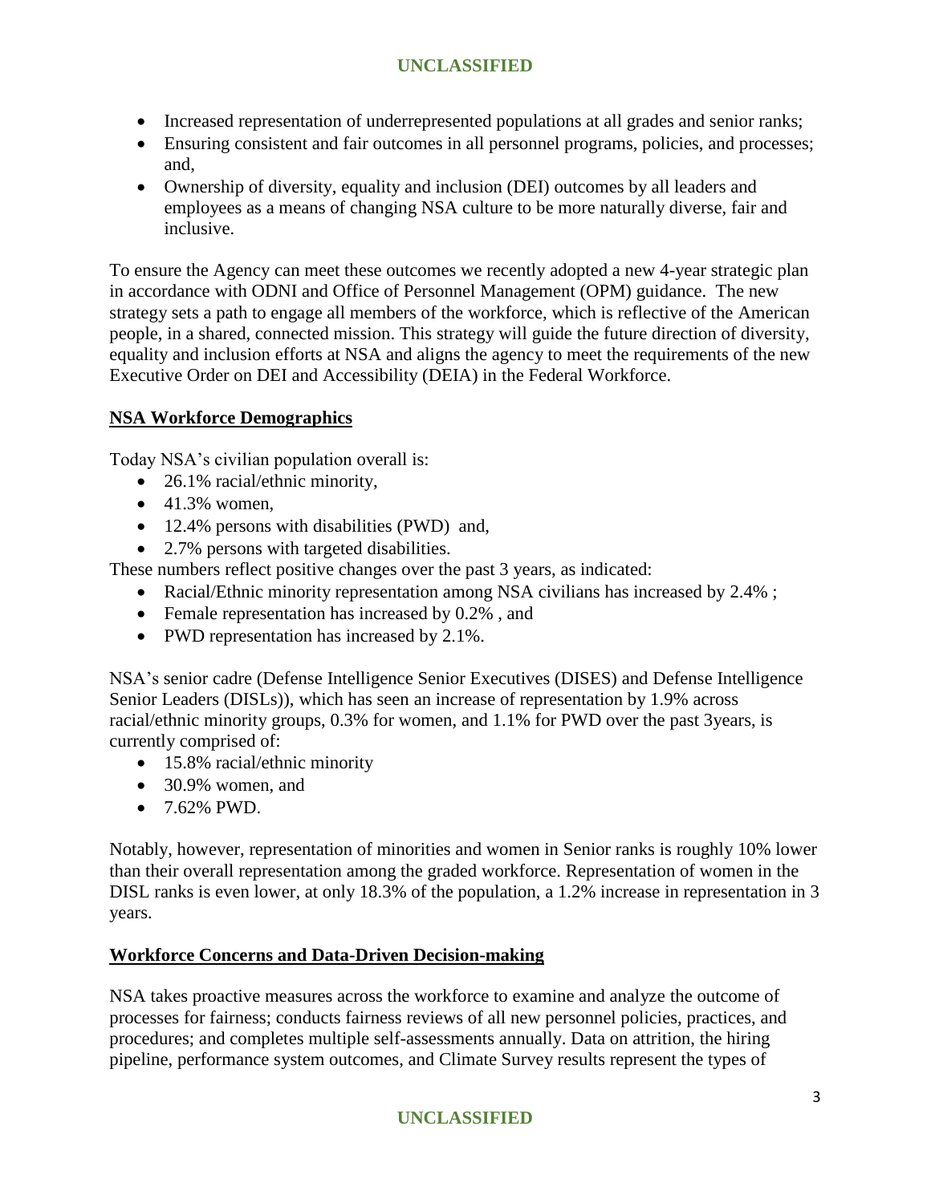- Increased representation of underrepresented populations at all grades and senior ranks;
- Ensuring consistent and fair outcomes in all personnel programs, policies, and processes; and,
- Ownership of diversity, equality and inclusion (DEI) outcomes by all leaders and employees as a means of changing NSA culture to be more naturally diverse, fair and inclusive.

To ensure the Agency can meet these outcomes we recently adopted a new 4-year strategic plan in accordance with ODNI and Office of Personnel Management (OPM) guidance. The new strategy sets a path to engage all members of the workforce, which is reflective of the American people, in a shared, connected mission. This strategy will guide the future direction of diversity, equality and inclusion efforts at NSA and aligns the agency to meet the requirements of the new Executive Order on DEI and Accessibility (DEIA) in the Federal Workforce.

**NSA Workforce Demographics**

Today NSA's civilian population overall is:

- 26.1% racial/ethnic minority,
- 41.3% women,
- 12.4% persons with disabilities (PWD) and,
- 2.7% persons with targeted disabilities.

These numbers reflect positive changes over the past 3 years, as indicated:

- Racial/Ethnic minority representation among NSA civilians has increased by 2.4% ;
- Female representation has increased by 0.2% , and
- PWD representation has increased by 2.1%.

NSA's senior cadre (Defense Intelligence Senior Executives (DISES) and Defense Intelligence Senior Leaders (DISLs)), which has seen an increase of representation by 1.9% across racial/ethnic minority groups, 0.3% for women, and 1.1% for PWD over the past 3years, is currently comprised of:

- 15.8% racial/ethnic minority
- 30.9% women, and
- 7.62% PWD.

Notably, however, representation of minorities and women in Senior ranks is roughly 10% lower than their overall representation among the graded workforce. Representation of women in the DISL ranks is even lower, at only 18.3% of the population, a 1.2% increase in representation in 3 years.

**Workforce Concerns and Data-Driven Decision-making**

NSA takes proactive measures across the workforce to examine and analyze the outcome of processes for fairness; conducts fairness reviews of all new personnel policies, practices, and procedures; and completes multiple self-assessments annually. Data on attrition, the hiring pipeline, performance system outcomes, and Climate Survey results represent the types of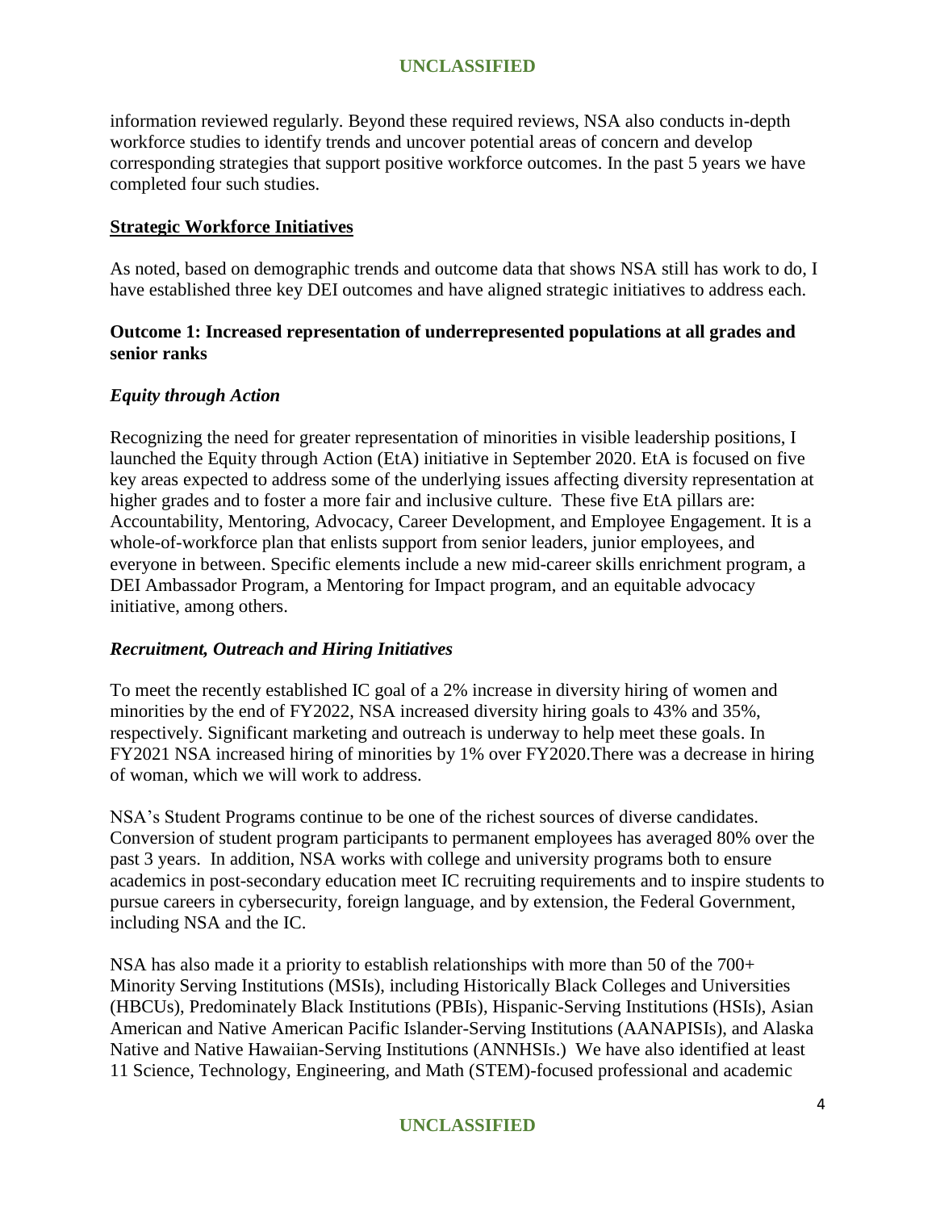information reviewed regularly. Beyond these required reviews, NSA also conducts in-depth workforce studies to identify trends and uncover potential areas of concern and develop corresponding strategies that support positive workforce outcomes. In the past 5 years we have completed four such studies.

## Strategic Workforce Initiatives

As noted, based on demographic trends and outcome data that shows NSA still has work to do, I have established three key DEI outcomes and have aligned strategic initiatives to address each.

### Outcome 1: Increased representation of underrepresented populations at all grades and senior ranks

#### *Equity through Action*

Recognizing the need for greater representation of minorities in visible leadership positions, I launched the Equity through Action (EtA) initiative in September 2020. EtA is focused on five key areas expected to address some of the underlying issues affecting diversity representation at higher grades and to foster a more fair and inclusive culture. These five EtA pillars are: Accountability, Mentoring, Advocacy, Career Development, and Employee Engagement. It is a whole-of-workforce plan that enlists support from senior leaders, junior employees, and everyone in between. Specific elements include a new mid-career skills enrichment program, a DEI Ambassador Program, a Mentoring for Impact program, and an equitable advocacy initiative, among others.

#### *Recruitment, Outreach and Hiring Initiatives*

To meet the recently established IC goal of a 2% increase in diversity hiring of women and minorities by the end of FY2022, NSA increased diversity hiring goals to 43% and 35%, respectively. Significant marketing and outreach is underway to help meet these goals. In FY2021 NSA increased hiring of minorities by 1% over FY2020.There was a decrease in hiring of woman, which we will work to address.

NSA's Student Programs continue to be one of the richest sources of diverse candidates. Conversion of student program participants to permanent employees has averaged 80% over the past 3 years. In addition, NSA works with college and university programs both to ensure academics in post-secondary education meet IC recruiting requirements and to inspire students to pursue careers in cybersecurity, foreign language, and by extension, the Federal Government, including NSA and the IC.

NSA has also made it a priority to establish relationships with more than 50 of the 700+ Minority Serving Institutions (MSIs), including Historically Black Colleges and Universities (HBCUs), Predominately Black Institutions (PBIs), Hispanic-Serving Institutions (HSIs), Asian American and Native American Pacific Islander-Serving Institutions (AANAPISIs), and Alaska Native and Native Hawaiian-Serving Institutions (ANNHSIs.) We have also identified at least 11 Science, Technology, Engineering, and Math (STEM)-focused professional and academic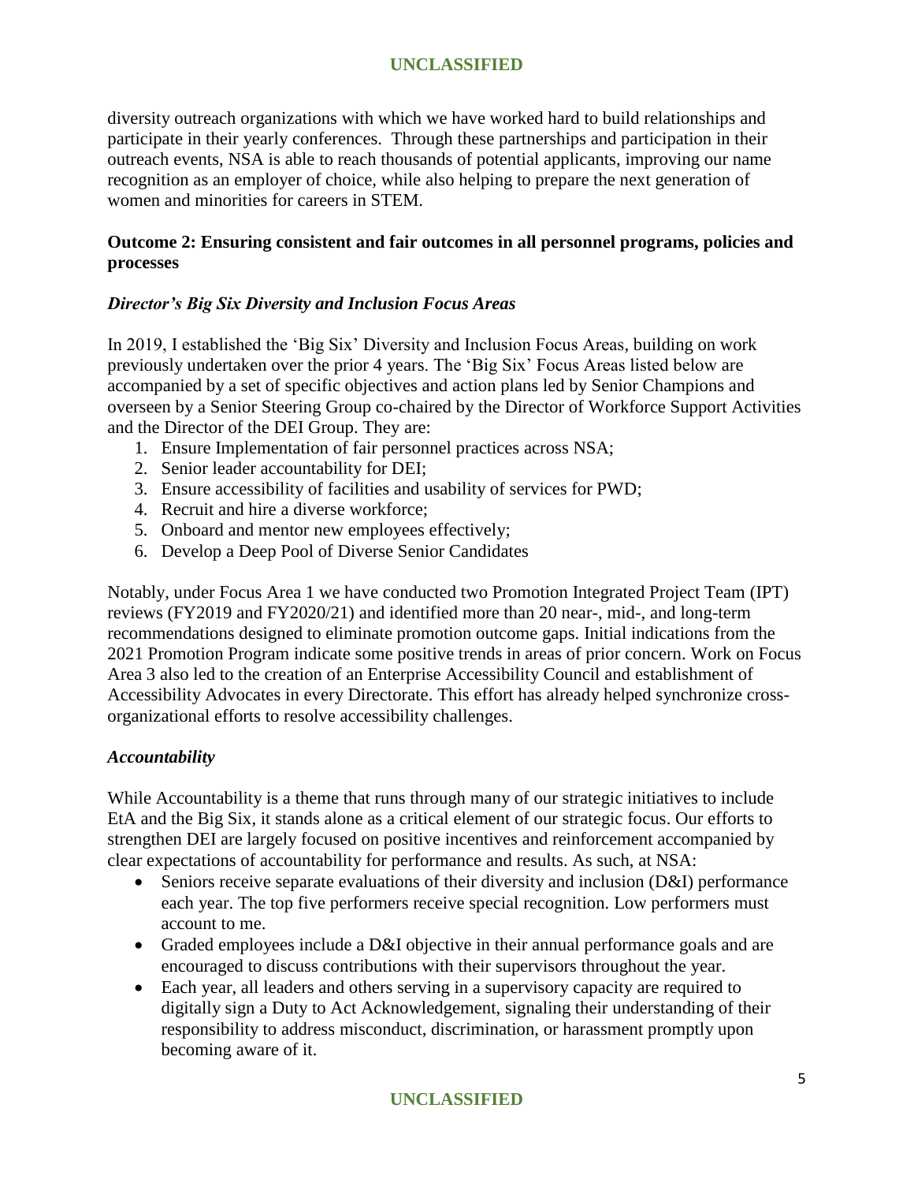diversity outreach organizations with which we have worked hard to build relationships and participate in their yearly conferences. Through these partnerships and participation in their outreach events, NSA is able to reach thousands of potential applicants, improving our name recognition as an employer of choice, while also helping to prepare the next generation of women and minorities for careers in STEM.

**Outcome 2: Ensuring consistent and fair outcomes in all personnel programs, policies and processes**

***Director's Big Six Diversity and Inclusion Focus Areas***

In 2019, I established the 'Big Six' Diversity and Inclusion Focus Areas, building on work previously undertaken over the prior 4 years. The 'Big Six' Focus Areas listed below are accompanied by a set of specific objectives and action plans led by Senior Champions and overseen by a Senior Steering Group co-chaired by the Director of Workforce Support Activities and the Director of the DEI Group. They are:

1. Ensure Implementation of fair personnel practices across NSA;
2. Senior leader accountability for DEI;
3. Ensure accessibility of facilities and usability of services for PWD;
4. Recruit and hire a diverse workforce;
5. Onboard and mentor new employees effectively;
6. Develop a Deep Pool of Diverse Senior Candidates

Notably, under Focus Area 1 we have conducted two Promotion Integrated Project Team (IPT) reviews (FY2019 and FY2020/21) and identified more than 20 near-, mid-, and long-term recommendations designed to eliminate promotion outcome gaps. Initial indications from the 2021 Promotion Program indicate some positive trends in areas of prior concern. Work on Focus Area 3 also led to the creation of an Enterprise Accessibility Council and establishment of Accessibility Advocates in every Directorate. This effort has already helped synchronize cross-organizational efforts to resolve accessibility challenges.

***Accountability***

While Accountability is a theme that runs through many of our strategic initiatives to include EtA and the Big Six, it stands alone as a critical element of our strategic focus. Our efforts to strengthen DEI are largely focused on positive incentives and reinforcement accompanied by clear expectations of accountability for performance and results. As such, at NSA:

- Seniors receive separate evaluations of their diversity and inclusion (D&I) performance each year. The top five performers receive special recognition. Low performers must account to me.
- Graded employees include a D&I objective in their annual performance goals and are encouraged to discuss contributions with their supervisors throughout the year.
- Each year, all leaders and others serving in a supervisory capacity are required to digitally sign a Duty to Act Acknowledgement, signaling their understanding of their responsibility to address misconduct, discrimination, or harassment promptly upon becoming aware of it.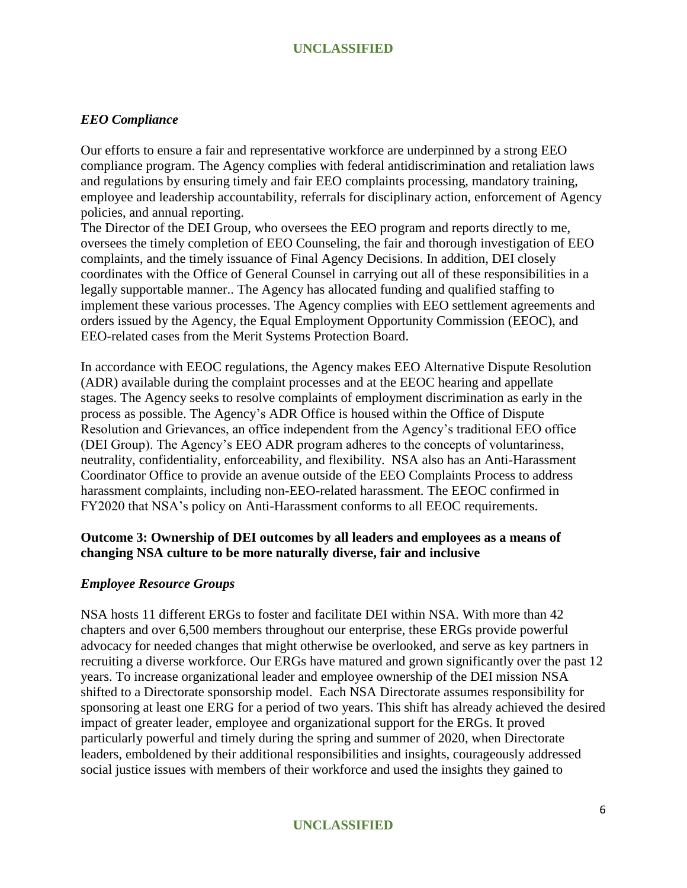### *EEO Compliance*

Our efforts to ensure a fair and representative workforce are underpinned by a strong EEO compliance program. The Agency complies with federal antidiscrimination and retaliation laws and regulations by ensuring timely and fair EEO complaints processing, mandatory training, employee and leadership accountability, referrals for disciplinary action, enforcement of Agency policies, and annual reporting.

The Director of the DEI Group, who oversees the EEO program and reports directly to me, oversees the timely completion of EEO Counseling, the fair and thorough investigation of EEO complaints, and the timely issuance of Final Agency Decisions. In addition, DEI closely coordinates with the Office of General Counsel in carrying out all of these responsibilities in a legally supportable manner.. The Agency has allocated funding and qualified staffing to implement these various processes. The Agency complies with EEO settlement agreements and orders issued by the Agency, the Equal Employment Opportunity Commission (EEOC), and EEO-related cases from the Merit Systems Protection Board.

In accordance with EEOC regulations, the Agency makes EEO Alternative Dispute Resolution (ADR) available during the complaint processes and at the EEOC hearing and appellate stages. The Agency seeks to resolve complaints of employment discrimination as early in the process as possible. The Agency's ADR Office is housed within the Office of Dispute Resolution and Grievances, an office independent from the Agency's traditional EEO office (DEI Group). The Agency's EEO ADR program adheres to the concepts of voluntariness, neutrality, confidentiality, enforceability, and flexibility. NSA also has an Anti-Harassment Coordinator Office to provide an avenue outside of the EEO Complaints Process to address harassment complaints, including non-EEO-related harassment. The EEOC confirmed in FY2020 that NSA's policy on Anti-Harassment conforms to all EEOC requirements.

## **Outcome 3: Ownership of DEI outcomes by all leaders and employees as a means of changing NSA culture to be more naturally diverse, fair and inclusive**

### *Employee Resource Groups*

NSA hosts 11 different ERGs to foster and facilitate DEI within NSA. With more than 42 chapters and over 6,500 members throughout our enterprise, these ERGs provide powerful advocacy for needed changes that might otherwise be overlooked, and serve as key partners in recruiting a diverse workforce. Our ERGs have matured and grown significantly over the past 12 years. To increase organizational leader and employee ownership of the DEI mission NSA shifted to a Directorate sponsorship model. Each NSA Directorate assumes responsibility for sponsoring at least one ERG for a period of two years. This shift has already achieved the desired impact of greater leader, employee and organizational support for the ERGs. It proved particularly powerful and timely during the spring and summer of 2020, when Directorate leaders, emboldened by their additional responsibilities and insights, courageously addressed social justice issues with members of their workforce and used the insights they gained to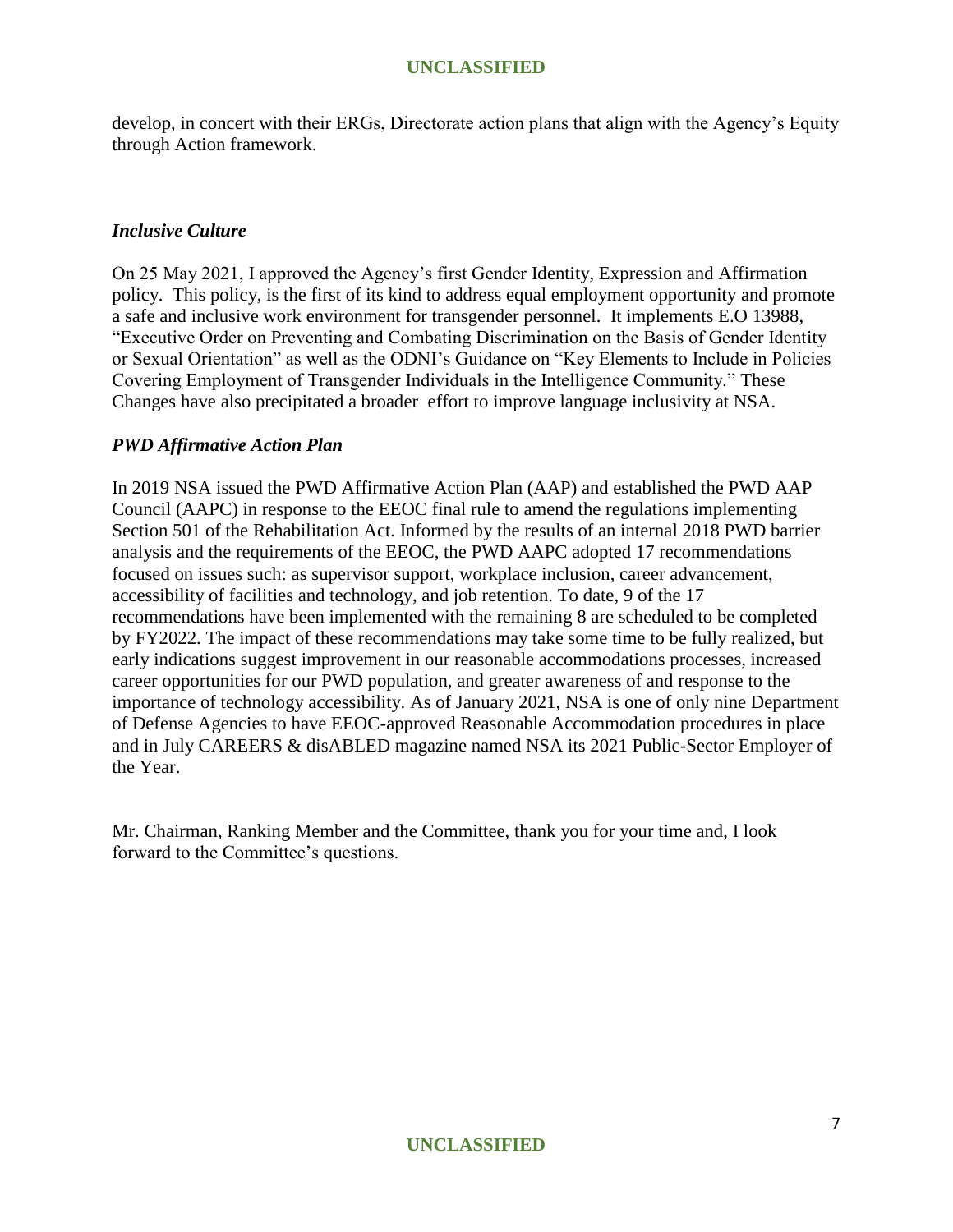develop, in concert with their ERGs, Directorate action plans that align with the Agency's Equity through Action framework.

### *Inclusive Culture*

On 25 May 2021, I approved the Agency's first Gender Identity, Expression and Affirmation policy. This policy, is the first of its kind to address equal employment opportunity and promote a safe and inclusive work environment for transgender personnel. It implements E.O 13988, "Executive Order on Preventing and Combating Discrimination on the Basis of Gender Identity or Sexual Orientation" as well as the ODNI's Guidance on "Key Elements to Include in Policies Covering Employment of Transgender Individuals in the Intelligence Community." These Changes have also precipitated a broader effort to improve language inclusivity at NSA.

### *PWD Affirmative Action Plan*

In 2019 NSA issued the PWD Affirmative Action Plan (AAP) and established the PWD AAP Council (AAPC) in response to the EEOC final rule to amend the regulations implementing Section 501 of the Rehabilitation Act. Informed by the results of an internal 2018 PWD barrier analysis and the requirements of the EEOC, the PWD AAPC adopted 17 recommendations focused on issues such: as supervisor support, workplace inclusion, career advancement, accessibility of facilities and technology, and job retention. To date, 9 of the 17 recommendations have been implemented with the remaining 8 are scheduled to be completed by FY2022. The impact of these recommendations may take some time to be fully realized, but early indications suggest improvement in our reasonable accommodations processes, increased career opportunities for our PWD population, and greater awareness of and response to the importance of technology accessibility. As of January 2021, NSA is one of only nine Department of Defense Agencies to have EEOC-approved Reasonable Accommodation procedures in place and in July CAREERS & disABLED magazine named NSA its 2021 Public-Sector Employer of the Year.

Mr. Chairman, Ranking Member and the Committee, thank you for your time and, I look forward to the Committee's questions.